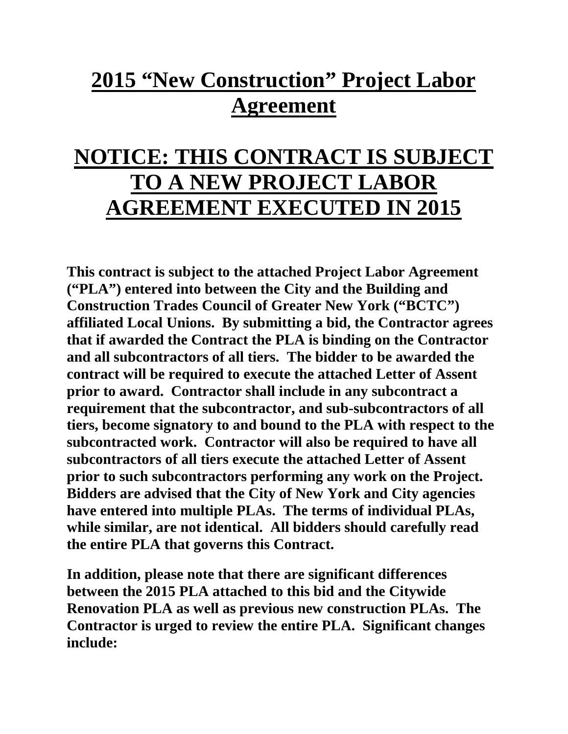# 2015 "New Construction" Project Labor Agreement

# NOTICE: THIS CONTRACT IS SUBJECT TO A NEW PROJECT LABOR AGREEMENT EXECUTED IN 2015

**This contract is subject to the attached Project Labor Agreement ("PLA") entered into between the City and the Building and Construction Trades Council of Greater New York ("BCTC") affiliated Local Unions. By submitting a bid, the Contractor agrees that if awarded the Contract the PLA is binding on the Contractor and all subcontractors of all tiers. The bidder to be awarded the contract will be required to execute the attached Letter of Assent prior to award. Contractor shall include in any subcontract a requirement that the subcontractor, and sub-subcontractors of all tiers, become signatory to and bound to the PLA with respect to the subcontracted work. Contractor will also be required to have all subcontractors of all tiers execute the attached Letter of Assent prior to such subcontractors performing any work on the Project. Bidders are advised that the City of New York and City agencies have entered into multiple PLAs. The terms of individual PLAs, while similar, are not identical. All bidders should carefully read the entire PLA that governs this Contract.**

**In addition, please note that there are significant differences between the 2015 PLA attached to this bid and the Citywide Renovation PLA as well as previous new construction PLAs. The Contractor is urged to review the entire PLA. Significant changes include:**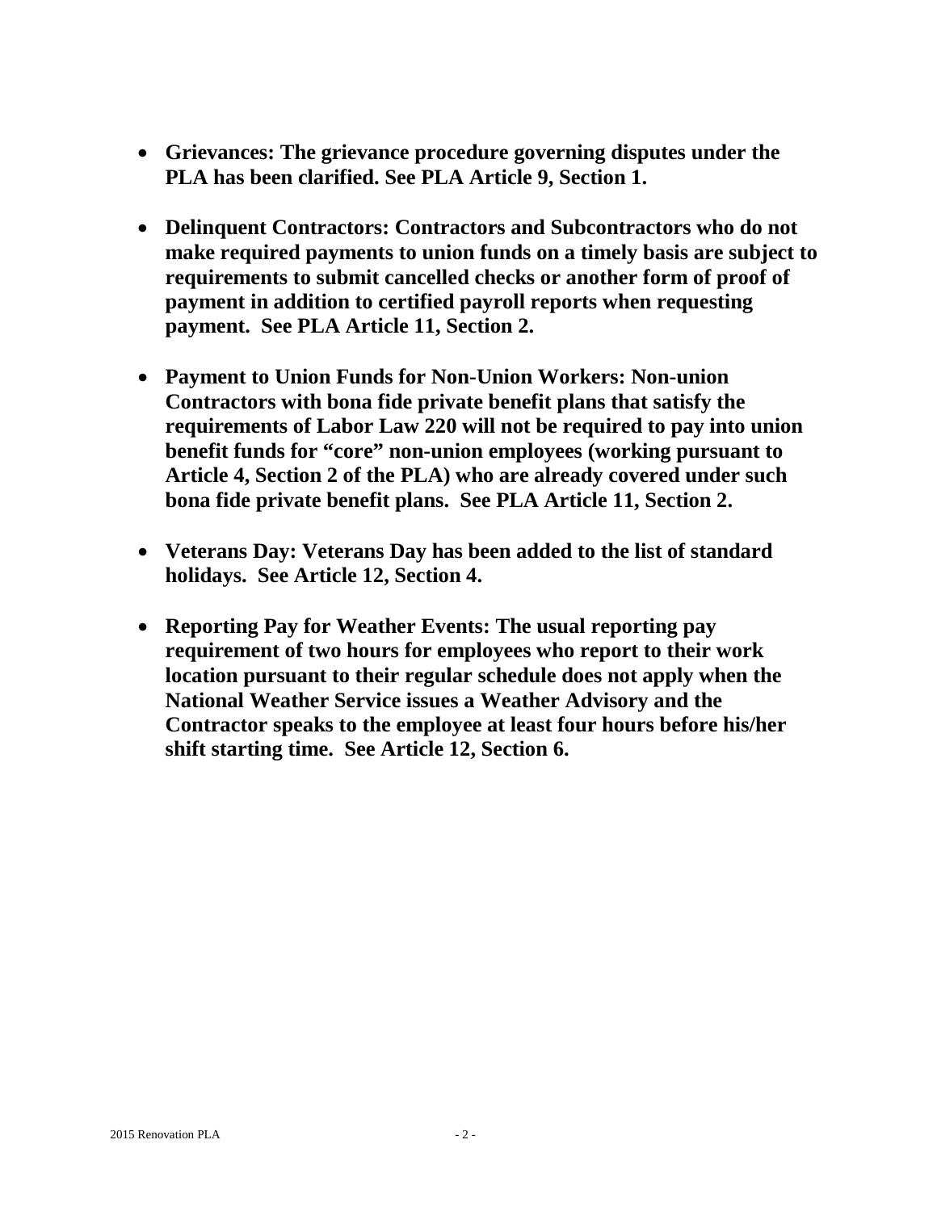- **Grievances: The grievance procedure governing disputes under the PLA has been clarified. See PLA Article 9, Section 1.**

- **Delinquent Contractors: Contractors and Subcontractors who do not make required payments to union funds on a timely basis are subject to requirements to submit cancelled checks or another form of proof of payment in addition to certified payroll reports when requesting payment. See PLA Article 11, Section 2.**

- **Payment to Union Funds for Non-Union Workers: Non-union Contractors with bona fide private benefit plans that satisfy the requirements of Labor Law 220 will not be required to pay into union benefit funds for "core" non-union employees (working pursuant to Article 4, Section 2 of the PLA) who are already covered under such bona fide private benefit plans. See PLA Article 11, Section 2.**

- **Veterans Day: Veterans Day has been added to the list of standard holidays. See Article 12, Section 4.**

- **Reporting Pay for Weather Events: The usual reporting pay requirement of two hours for employees who report to their work location pursuant to their regular schedule does not apply when the National Weather Service issues a Weather Advisory and the Contractor speaks to the employee at least four hours before his/her shift starting time. See Article 12, Section 6.**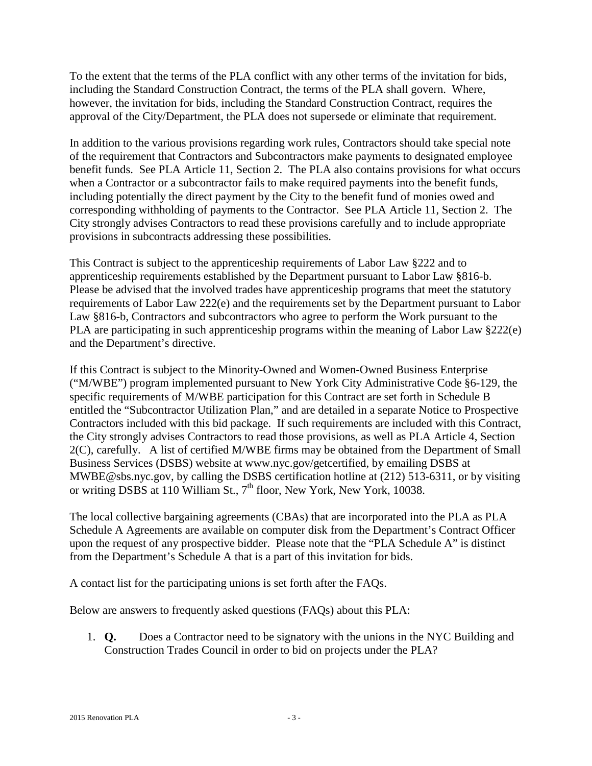To the extent that the terms of the PLA conflict with any other terms of the invitation for bids, including the Standard Construction Contract, the terms of the PLA shall govern. Where, however, the invitation for bids, including the Standard Construction Contract, requires the approval of the City/Department, the PLA does not supersede or eliminate that requirement.

In addition to the various provisions regarding work rules, Contractors should take special note of the requirement that Contractors and Subcontractors make payments to designated employee benefit funds. See PLA Article 11, Section 2. The PLA also contains provisions for what occurs when a Contractor or a subcontractor fails to make required payments into the benefit funds, including potentially the direct payment by the City to the benefit fund of monies owed and corresponding withholding of payments to the Contractor. See PLA Article 11, Section 2. The City strongly advises Contractors to read these provisions carefully and to include appropriate provisions in subcontracts addressing these possibilities.

This Contract is subject to the apprenticeship requirements of Labor Law §222 and to apprenticeship requirements established by the Department pursuant to Labor Law §816-b. Please be advised that the involved trades have apprenticeship programs that meet the statutory requirements of Labor Law 222(e) and the requirements set by the Department pursuant to Labor Law §816-b, Contractors and subcontractors who agree to perform the Work pursuant to the PLA are participating in such apprenticeship programs within the meaning of Labor Law §222(e) and the Department's directive.

If this Contract is subject to the Minority-Owned and Women-Owned Business Enterprise ("M/WBE") program implemented pursuant to New York City Administrative Code §6-129, the specific requirements of M/WBE participation for this Contract are set forth in Schedule B entitled the "Subcontractor Utilization Plan," and are detailed in a separate Notice to Prospective Contractors included with this bid package. If such requirements are included with this Contract, the City strongly advises Contractors to read those provisions, as well as PLA Article 4, Section 2(C), carefully. A list of certified M/WBE firms may be obtained from the Department of Small Business Services (DSBS) website at www.nyc.gov/getcertified, by emailing DSBS at MWBE@sbs.nyc.gov, by calling the DSBS certification hotline at (212) 513-6311, or by visiting or writing DSBS at 110 William St., 7th floor, New York, New York, 10038.

The local collective bargaining agreements (CBAs) that are incorporated into the PLA as PLA Schedule A Agreements are available on computer disk from the Department's Contract Officer upon the request of any prospective bidder. Please note that the "PLA Schedule A" is distinct from the Department's Schedule A that is a part of this invitation for bids.

A contact list for the participating unions is set forth after the FAQs.

Below are answers to frequently asked questions (FAQs) about this PLA:

1. **Q.** Does a Contractor need to be signatory with the unions in the NYC Building and Construction Trades Council in order to bid on projects under the PLA?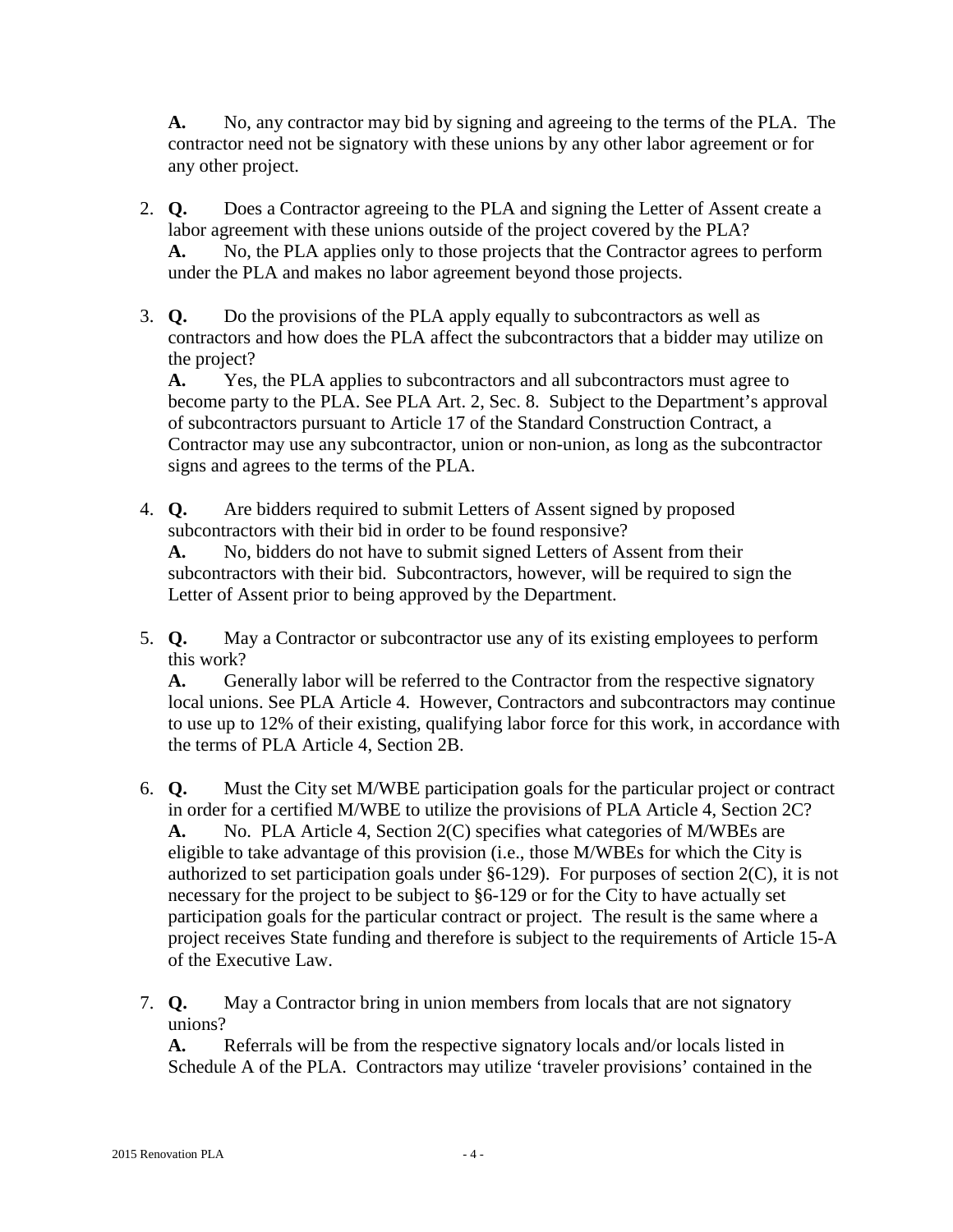**A.** No, any contractor may bid by signing and agreeing to the terms of the PLA. The contractor need not be signatory with these unions by any other labor agreement or for any other project.

2. **Q.** Does a Contractor agreeing to the PLA and signing the Letter of Assent create a labor agreement with these unions outside of the project covered by the PLA?
   **A.** No, the PLA applies only to those projects that the Contractor agrees to perform under the PLA and makes no labor agreement beyond those projects.

3. **Q.** Do the provisions of the PLA apply equally to subcontractors as well as contractors and how does the PLA affect the subcontractors that a bidder may utilize on the project?
   **A.** Yes, the PLA applies to subcontractors and all subcontractors must agree to become party to the PLA. See PLA Art. 2, Sec. 8. Subject to the Department's approval of subcontractors pursuant to Article 17 of the Standard Construction Contract, a Contractor may use any subcontractor, union or non-union, as long as the subcontractor signs and agrees to the terms of the PLA.

4. **Q.** Are bidders required to submit Letters of Assent signed by proposed subcontractors with their bid in order to be found responsive?
   **A.** No, bidders do not have to submit signed Letters of Assent from their subcontractors with their bid. Subcontractors, however, will be required to sign the Letter of Assent prior to being approved by the Department.

5. **Q.** May a Contractor or subcontractor use any of its existing employees to perform this work?
   **A.** Generally labor will be referred to the Contractor from the respective signatory local unions. See PLA Article 4. However, Contractors and subcontractors may continue to use up to 12% of their existing, qualifying labor force for this work, in accordance with the terms of PLA Article 4, Section 2B.

6. **Q.** Must the City set M/WBE participation goals for the particular project or contract in order for a certified M/WBE to utilize the provisions of PLA Article 4, Section 2C?
   **A.** No. PLA Article 4, Section 2(C) specifies what categories of M/WBEs are eligible to take advantage of this provision (i.e., those M/WBEs for which the City is authorized to set participation goals under §6-129). For purposes of section 2(C), it is not necessary for the project to be subject to §6-129 or for the City to have actually set participation goals for the particular contract or project. The result is the same where a project receives State funding and therefore is subject to the requirements of Article 15-A of the Executive Law.

7. **Q.** May a Contractor bring in union members from locals that are not signatory unions?
   **A.** Referrals will be from the respective signatory locals and/or locals listed in Schedule A of the PLA. Contractors may utilize 'traveler provisions' contained in the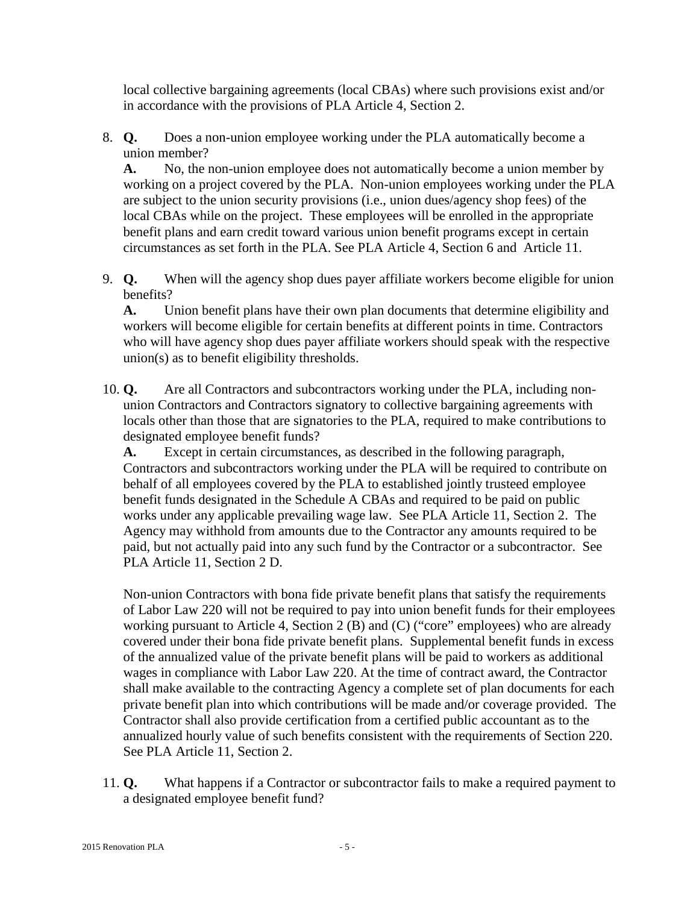local collective bargaining agreements (local CBAs) where such provisions exist and/or in accordance with the provisions of PLA Article 4, Section 2.

8. **Q.** Does a non-union employee working under the PLA automatically become a union member?

   **A.** No, the non-union employee does not automatically become a union member by working on a project covered by the PLA. Non-union employees working under the PLA are subject to the union security provisions (i.e., union dues/agency shop fees) of the local CBAs while on the project. These employees will be enrolled in the appropriate benefit plans and earn credit toward various union benefit programs except in certain circumstances as set forth in the PLA. See PLA Article 4, Section 6 and Article 11.

9. **Q.** When will the agency shop dues payer affiliate workers become eligible for union benefits?

   **A.** Union benefit plans have their own plan documents that determine eligibility and workers will become eligible for certain benefits at different points in time. Contractors who will have agency shop dues payer affiliate workers should speak with the respective union(s) as to benefit eligibility thresholds.

10. **Q.** Are all Contractors and subcontractors working under the PLA, including non-union Contractors and Contractors signatory to collective bargaining agreements with locals other than those that are signatories to the PLA, required to make contributions to designated employee benefit funds?

    **A.** Except in certain circumstances, as described in the following paragraph, Contractors and subcontractors working under the PLA will be required to contribute on behalf of all employees covered by the PLA to established jointly trusteed employee benefit funds designated in the Schedule A CBAs and required to be paid on public works under any applicable prevailing wage law. See PLA Article 11, Section 2. The Agency may withhold from amounts due to the Contractor any amounts required to be paid, but not actually paid into any such fund by the Contractor or a subcontractor. See PLA Article 11, Section 2 D.

    Non-union Contractors with bona fide private benefit plans that satisfy the requirements of Labor Law 220 will not be required to pay into union benefit funds for their employees working pursuant to Article 4, Section 2 (B) and (C) ("core" employees) who are already covered under their bona fide private benefit plans. Supplemental benefit funds in excess of the annualized value of the private benefit plans will be paid to workers as additional wages in compliance with Labor Law 220. At the time of contract award, the Contractor shall make available to the contracting Agency a complete set of plan documents for each private benefit plan into which contributions will be made and/or coverage provided. The Contractor shall also provide certification from a certified public accountant as to the annualized hourly value of such benefits consistent with the requirements of Section 220. See PLA Article 11, Section 2.

11. **Q.** What happens if a Contractor or subcontractor fails to make a required payment to a designated employee benefit fund?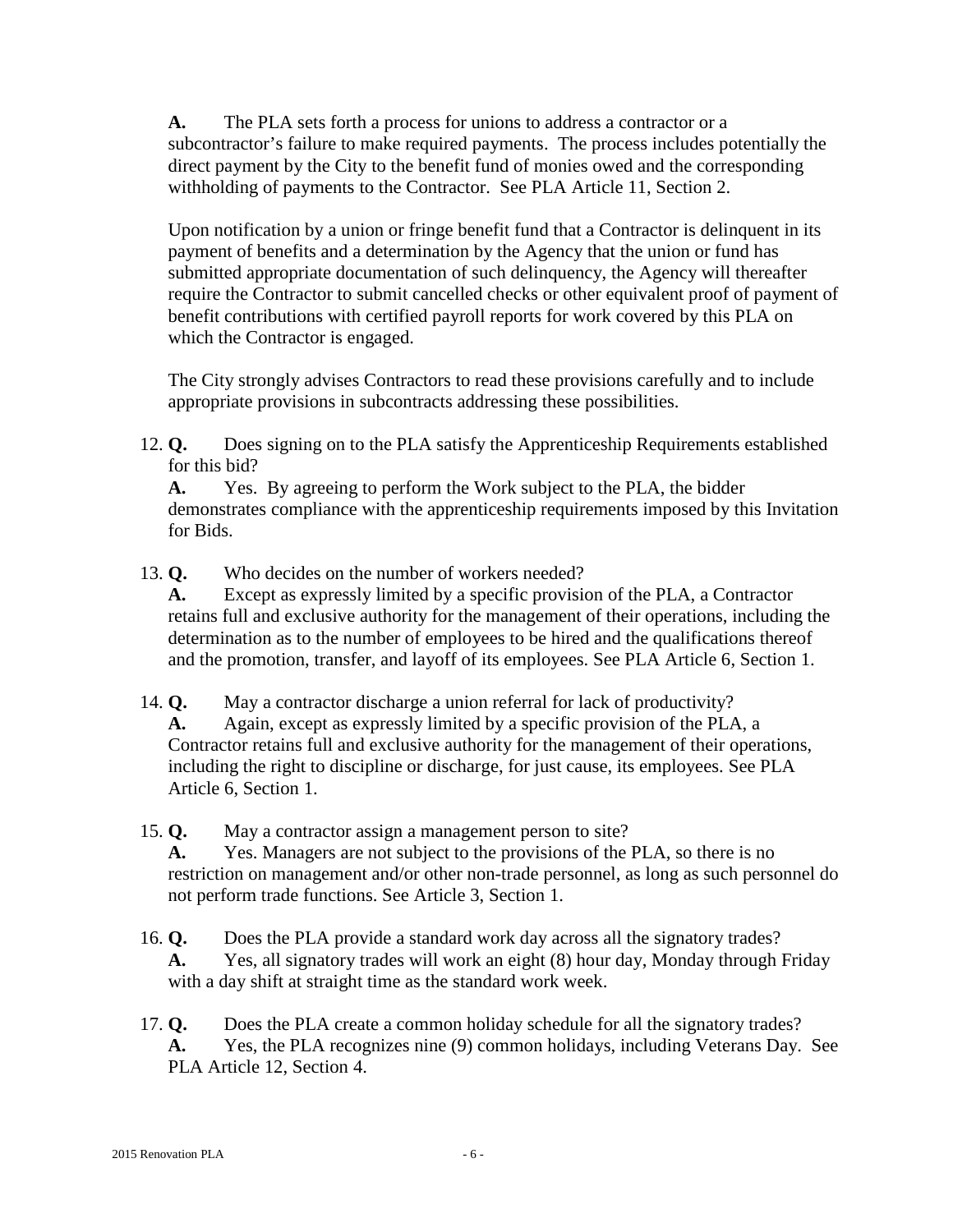**A.** The PLA sets forth a process for unions to address a contractor or a subcontractor's failure to make required payments. The process includes potentially the direct payment by the City to the benefit fund of monies owed and the corresponding withholding of payments to the Contractor. See PLA Article 11, Section 2.

Upon notification by a union or fringe benefit fund that a Contractor is delinquent in its payment of benefits and a determination by the Agency that the union or fund has submitted appropriate documentation of such delinquency, the Agency will thereafter require the Contractor to submit cancelled checks or other equivalent proof of payment of benefit contributions with certified payroll reports for work covered by this PLA on which the Contractor is engaged.

The City strongly advises Contractors to read these provisions carefully and to include appropriate provisions in subcontracts addressing these possibilities.

12. **Q.** Does signing on to the PLA satisfy the Apprenticeship Requirements established for this bid?
    **A.** Yes. By agreeing to perform the Work subject to the PLA, the bidder demonstrates compliance with the apprenticeship requirements imposed by this Invitation for Bids.

13. **Q.** Who decides on the number of workers needed?
    **A.** Except as expressly limited by a specific provision of the PLA, a Contractor retains full and exclusive authority for the management of their operations, including the determination as to the number of employees to be hired and the qualifications thereof and the promotion, transfer, and layoff of its employees. See PLA Article 6, Section 1.

14. **Q.** May a contractor discharge a union referral for lack of productivity?
    **A.** Again, except as expressly limited by a specific provision of the PLA, a Contractor retains full and exclusive authority for the management of their operations, including the right to discipline or discharge, for just cause, its employees. See PLA Article 6, Section 1.

15. **Q.** May a contractor assign a management person to site?
    **A.** Yes. Managers are not subject to the provisions of the PLA, so there is no restriction on management and/or other non-trade personnel, as long as such personnel do not perform trade functions. See Article 3, Section 1.

16. **Q.** Does the PLA provide a standard work day across all the signatory trades?
    **A.** Yes, all signatory trades will work an eight (8) hour day, Monday through Friday with a day shift at straight time as the standard work week.

17. **Q.** Does the PLA create a common holiday schedule for all the signatory trades?
    **A.** Yes, the PLA recognizes nine (9) common holidays, including Veterans Day. See PLA Article 12, Section 4.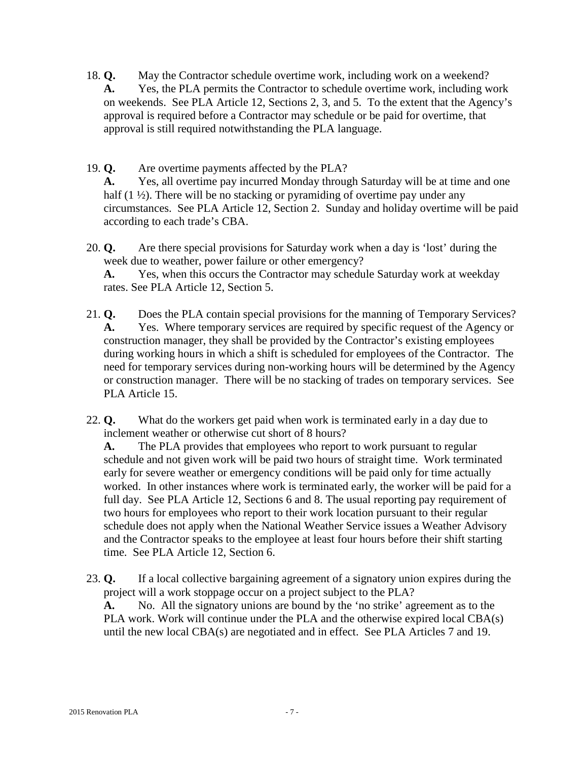18. **Q.** May the Contractor schedule overtime work, including work on a weekend?
    **A.** Yes, the PLA permits the Contractor to schedule overtime work, including work on weekends. See PLA Article 12, Sections 2, 3, and 5. To the extent that the Agency's approval is required before a Contractor may schedule or be paid for overtime, that approval is still required notwithstanding the PLA language.

19. **Q.** Are overtime payments affected by the PLA?
    **A.** Yes, all overtime pay incurred Monday through Saturday will be at time and one half (1 ½). There will be no stacking or pyramiding of overtime pay under any circumstances. See PLA Article 12, Section 2. Sunday and holiday overtime will be paid according to each trade's CBA.

20. **Q.** Are there special provisions for Saturday work when a day is 'lost' during the week due to weather, power failure or other emergency?
    **A.** Yes, when this occurs the Contractor may schedule Saturday work at weekday rates. See PLA Article 12, Section 5.

21. **Q.** Does the PLA contain special provisions for the manning of Temporary Services?
    **A.** Yes. Where temporary services are required by specific request of the Agency or construction manager, they shall be provided by the Contractor's existing employees during working hours in which a shift is scheduled for employees of the Contractor. The need for temporary services during non-working hours will be determined by the Agency or construction manager. There will be no stacking of trades on temporary services. See PLA Article 15.

22. **Q.** What do the workers get paid when work is terminated early in a day due to inclement weather or otherwise cut short of 8 hours?
    **A.** The PLA provides that employees who report to work pursuant to regular schedule and not given work will be paid two hours of straight time. Work terminated early for severe weather or emergency conditions will be paid only for time actually worked. In other instances where work is terminated early, the worker will be paid for a full day. See PLA Article 12, Sections 6 and 8. The usual reporting pay requirement of two hours for employees who report to their work location pursuant to their regular schedule does not apply when the National Weather Service issues a Weather Advisory and the Contractor speaks to the employee at least four hours before their shift starting time. See PLA Article 12, Section 6.

23. **Q.** If a local collective bargaining agreement of a signatory union expires during the project will a work stoppage occur on a project subject to the PLA?
    **A.** No. All the signatory unions are bound by the 'no strike' agreement as to the PLA work. Work will continue under the PLA and the otherwise expired local CBA(s) until the new local CBA(s) are negotiated and in effect. See PLA Articles 7 and 19.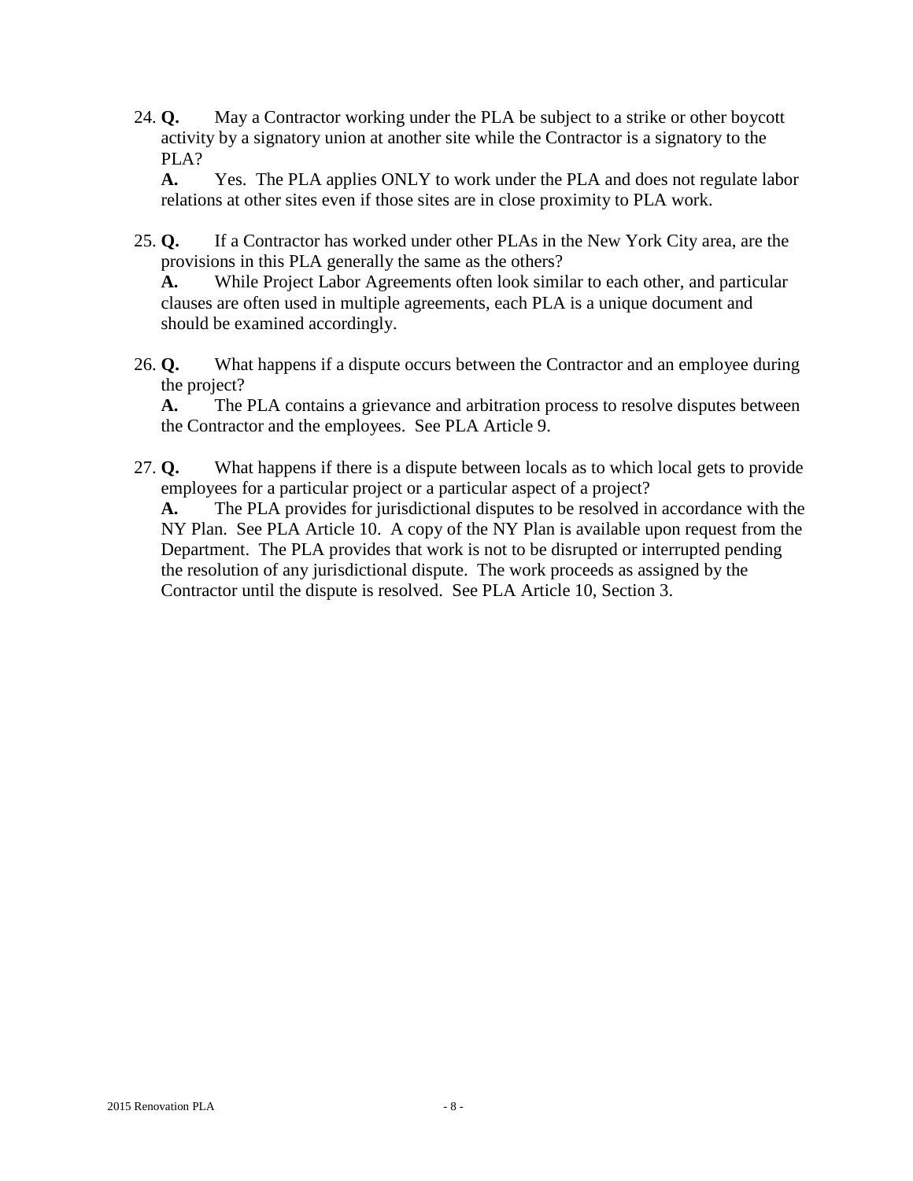24. **Q.** May a Contractor working under the PLA be subject to a strike or other boycott activity by a signatory union at another site while the Contractor is a signatory to the PLA?
    **A.** Yes. The PLA applies ONLY to work under the PLA and does not regulate labor relations at other sites even if those sites are in close proximity to PLA work.

25. **Q.** If a Contractor has worked under other PLAs in the New York City area, are the provisions in this PLA generally the same as the others?
    **A.** While Project Labor Agreements often look similar to each other, and particular clauses are often used in multiple agreements, each PLA is a unique document and should be examined accordingly.

26. **Q.** What happens if a dispute occurs between the Contractor and an employee during the project?
    **A.** The PLA contains a grievance and arbitration process to resolve disputes between the Contractor and the employees. See PLA Article 9.

27. **Q.** What happens if there is a dispute between locals as to which local gets to provide employees for a particular project or a particular aspect of a project?
    **A.** The PLA provides for jurisdictional disputes to be resolved in accordance with the NY Plan. See PLA Article 10. A copy of the NY Plan is available upon request from the Department. The PLA provides that work is not to be disrupted or interrupted pending the resolution of any jurisdictional dispute. The work proceeds as assigned by the Contractor until the dispute is resolved. See PLA Article 10, Section 3.